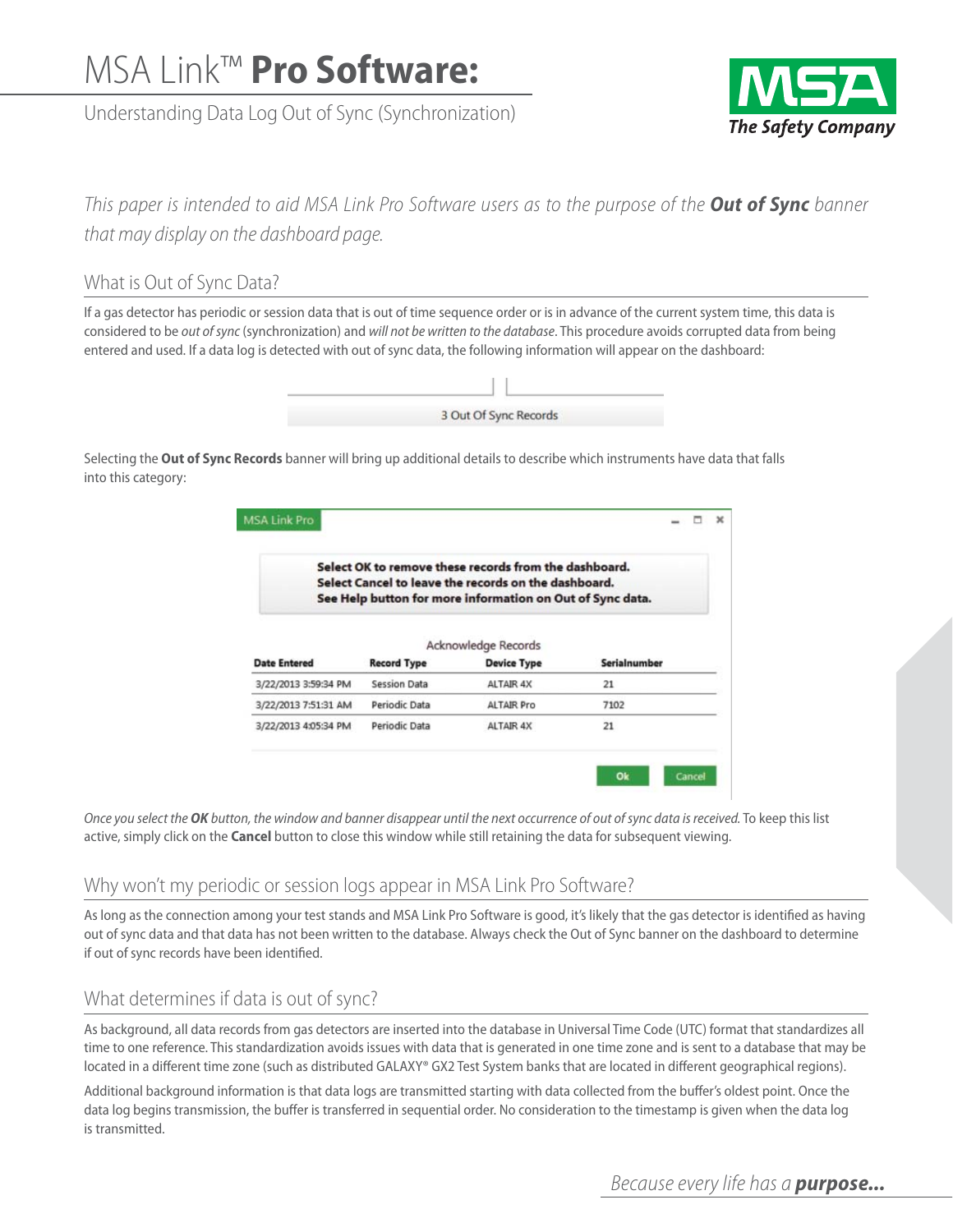# MSA Link™ **Pro Software:**

Understanding Data Log Out of Sync (Synchronization)

MSA
*The Safety Company*

*This paper is intended to aid MSA Link Pro Software users as to the purpose of the **Out of Sync** banner that may display on the dashboard page.*

## What is Out of Sync Data?

If a gas detector has periodic or session data that is out of time sequence order or is in advance of the current system time, this data is considered to be *out of sync* (synchronization) and *will not be written to the database*. This procedure avoids corrupted data from being entered and used. If a data log is detected with out of sync data, the following information will appear on the dashboard:

3 Out Of Sync Records

Selecting the **Out of Sync Records** banner will bring up additional details to describe which instruments have data that falls into this category:

MSA Link Pro

**Select OK to remove these records from the dashboard.**
**Select Cancel to leave the records on the dashboard.**
**See Help button for more information on Out of Sync data.**

Acknowledge Records

| Date Entered | Record Type | Device Type | Serialnumber |
|---|---|---|---|
| 3/22/2013 3:59:34 PM | Session Data | ALTAIR 4X | 21 |
| 3/22/2013 7:51:31 AM | Periodic Data | ALTAIR Pro | 7102 |
| 3/22/2013 4:05:34 PM | Periodic Data | ALTAIR 4X | 21 |

Ok Cancel

*Once you select the **OK** button, the window and banner disappear until the next occurrence of out of sync data is received.* To keep this list active, simply click on the **Cancel** button to close this window while still retaining the data for subsequent viewing.

## Why won't my periodic or session logs appear in MSA Link Pro Software?

As long as the connection among your test stands and MSA Link Pro Software is good, it's likely that the gas detector is identified as having out of sync data and that data has not been written to the database. Always check the Out of Sync banner on the dashboard to determine if out of sync records have been identified.

## What determines if data is out of sync?

As background, all data records from gas detectors are inserted into the database in Universal Time Code (UTC) format that standardizes all time to one reference. This standardization avoids issues with data that is generated in one time zone and is sent to a database that may be located in a different time zone (such as distributed GALAXY® GX2 Test System banks that are located in different geographical regions).

Additional background information is that data logs are transmitted starting with data collected from the buffer's oldest point. Once the data log begins transmission, the buffer is transferred in sequential order. No consideration to the timestamp is given when the data log is transmitted.

*Because every life has a **purpose...***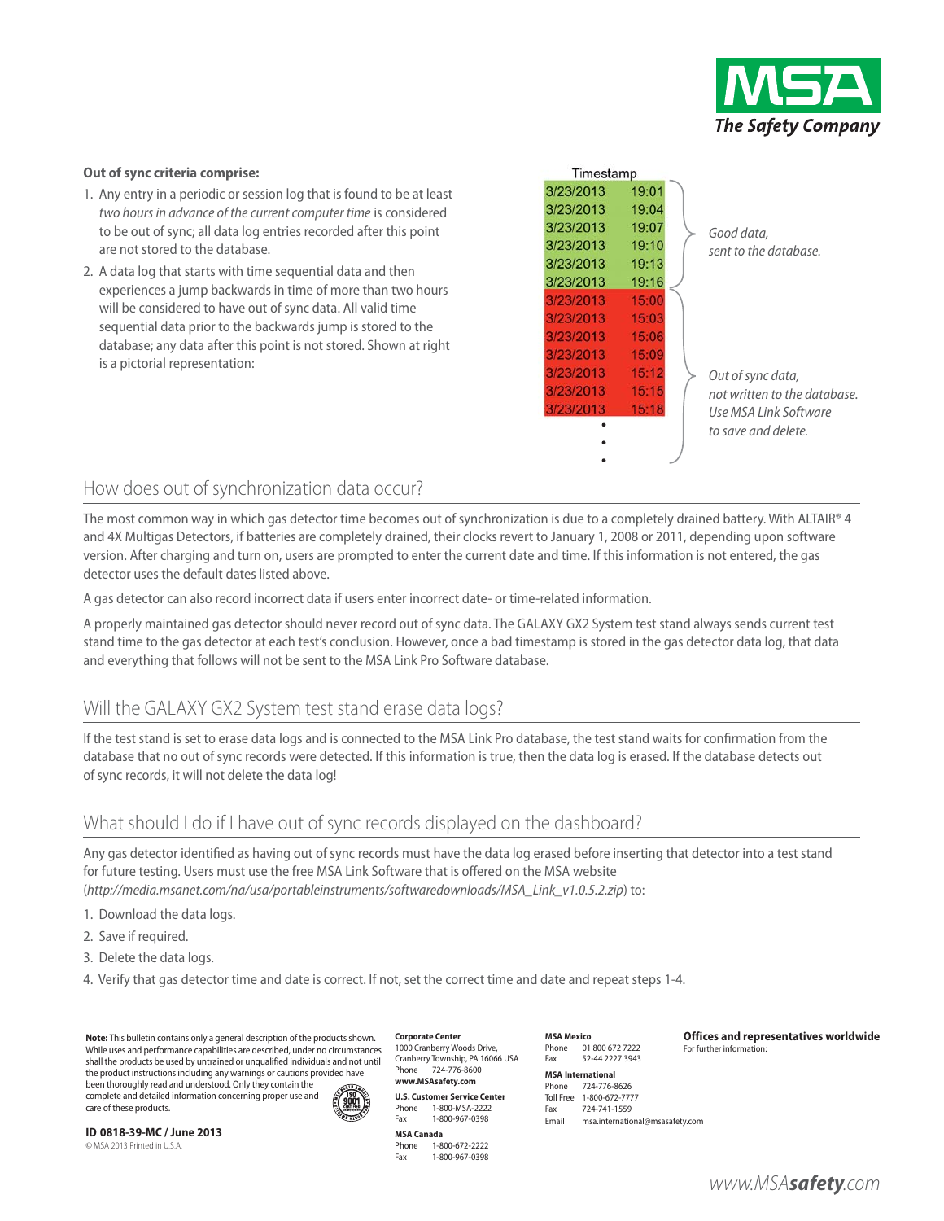**Out of sync criteria comprise:**

1. Any entry in a periodic or session log that is found to be at least *two hours in advance of the current computer time* is considered to be out of sync; all data log entries recorded after this point are not stored to the database.
2. A data log that starts with time sequential data and then experiences a jump backwards in time of more than two hours will be considered to have out of sync data. All valid time sequential data prior to the backwards jump is stored to the database; any data after this point is not stored. Shown at right is a pictorial representation:

| Timestamp | |
|---|---|
| 3/23/2013 | 19:01 |
| 3/23/2013 | 19:04 |
| 3/23/2013 | 19:07 |
| 3/23/2013 | 19:10 |
| 3/23/2013 | 19:13 |
| 3/23/2013 | 19:16 |
| 3/23/2013 | 15:00 |
| 3/23/2013 | 15:03 |
| 3/23/2013 | 15:06 |
| 3/23/2013 | 15:09 |
| 3/23/2013 | 15:12 |
| 3/23/2013 | 15:15 |
| 3/23/2013 | 15:18 |
| • | |
| • | |
| • | |

*Good data, sent to the database.*

*Out of sync data, not written to the database. Use MSA Link Software to save and delete.*

## How does out of synchronization data occur?

The most common way in which gas detector time becomes out of synchronization is due to a completely drained battery. With ALTAIR® 4 and 4X Multigas Detectors, if batteries are completely drained, their clocks revert to January 1, 2008 or 2011, depending upon software version. After charging and turn on, users are prompted to enter the current date and time. If this information is not entered, the gas detector uses the default dates listed above.

A gas detector can also record incorrect data if users enter incorrect date- or time-related information.

A properly maintained gas detector should never record out of sync data. The GALAXY GX2 System test stand always sends current test stand time to the gas detector at each test's conclusion. However, once a bad timestamp is stored in the gas detector data log, that data and everything that follows will not be sent to the MSA Link Pro Software database.

## Will the GALAXY GX2 System test stand erase data logs?

If the test stand is set to erase data logs and is connected to the MSA Link Pro database, the test stand waits for confirmation from the database that no out of sync records were detected. If this information is true, then the data log is erased. If the database detects out of sync records, it will not delete the data log!

## What should I do if I have out of sync records displayed on the dashboard?

Any gas detector identified as having out of sync records must have the data log erased before inserting that detector into a test stand for future testing. Users must use the free MSA Link Software that is offered on the MSA website (*http://media.msanet.com/na/usa/portableinstruments/softwaredownloads/MSA_Link_v1.0.5.2.zip*) to:

1. Download the data logs.
2. Save if required.
3. Delete the data logs.
4. Verify that gas detector time and date is correct. If not, set the correct time and date and repeat steps 1-4.

**Note:** This bulletin contains only a general description of the products shown. While uses and performance capabilities are described, under no circumstances shall the products be used by untrained or unqualified individuals and not until the product instructions including any warnings or cautions provided have been thoroughly read and understood. Only they contain the complete and detailed information concerning proper use and care of these products.

**ID 0818-39-MC / June 2013**
© MSA 2013 Printed in U.S.A.

**Corporate Center**
1000 Cranberry Woods Drive,
Cranberry Township, PA 16066 USA
Phone 724-776-8600
**www.MSAsafety.com**

**U.S. Customer Service Center**
Phone 1-800-MSA-2222
Fax 1-800-967-0398

**MSA Canada**
Phone 1-800-672-2222
Fax 1-800-967-0398

**MSA Mexico**
Phone 01 800 672 7222
Fax 52-44 2227 3943

**MSA International**
Phone 724-776-8626
Toll Free 1-800-672-7777
Fax 724-741-1559
Email msa.international@msasafety.com

**Offices and representatives worldwide**
For further information:

www.MSA**safety**.com